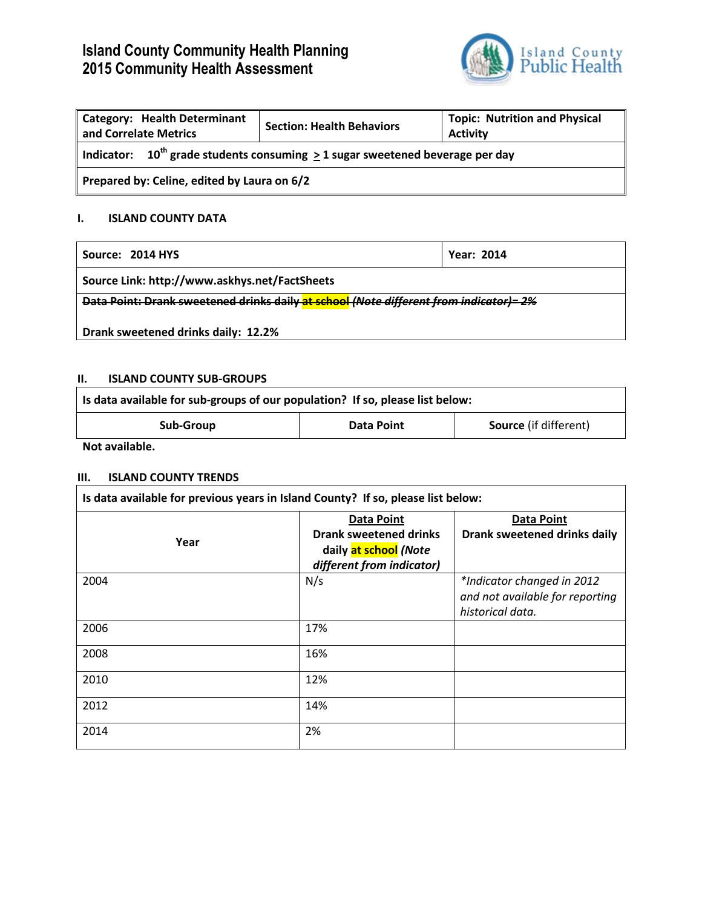# Island County Community Health Planning
# 2015 Community Health Assessment

| Category: Health Determinant and Correlate Metrics | Section: Health Behaviors | Topic: Nutrition and Physical Activity |
|---|---|---|
| Indicator: 10th grade students consuming ≥ 1 sugar sweetened beverage per day | | |
| Prepared by: Celine, edited by Laura on 6/2 | | |

## I. ISLAND COUNTY DATA

| Source: 2014 HYS | Year: 2014 |
|---|---|
| Source Link: http://www.askhys.net/FactSheets | |
| ~~Data Point: Drank sweetened drinks daily at school *(Note different from indicator)*= 2%~~<br><br>Drank sweetened drinks daily: 12.2% | |

## II. ISLAND COUNTY SUB-GROUPS

| Is data available for sub-groups of our population? If so, please list below: | | |
|---|---|---|
| **Sub-Group** | **Data Point** | **Source** (if different) |

Not available.

## III. ISLAND COUNTY TRENDS

Is data available for previous years in Island County? If so, please list below:

| Year | Data Point<br>Drank sweetened drinks daily at school *(Note different from indicator)* | Data Point<br>Drank sweetened drinks daily |
|---|---|---|
| 2004 | N/s | *\*Indicator changed in 2012 and not available for reporting historical data.* |
| 2006 | 17% | |
| 2008 | 16% | |
| 2010 | 12% | |
| 2012 | 14% | |
| 2014 | 2% | |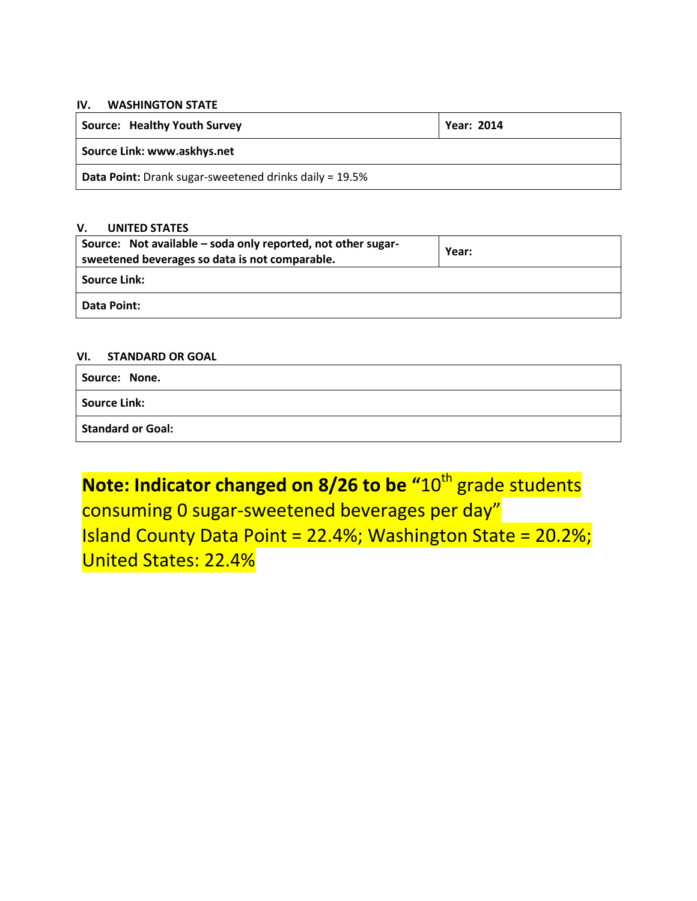### IV. WASHINGTON STATE

| | |
|---|---|
| **Source: Healthy Youth Survey** | **Year: 2014** |
| **Source Link: www.askhys.net** | |
| **Data Point:** Drank sugar-sweetened drinks daily = 19.5% | |

### V. UNITED STATES

| | |
|---|---|
| **Source: Not available – soda only reported, not other sugar-sweetened beverages so data is not comparable.** | **Year:** |
| **Source Link:** | |
| **Data Point:** | |

### VI. STANDARD OR GOAL

| |
|---|
| **Source: None.** |
| **Source Link:** |
| **Standard or Goal:** |

**Note: Indicator changed on 8/26 to be "**10th grade students consuming 0 sugar-sweetened beverages per day"
Island County Data Point = 22.4%; Washington State = 20.2%; United States: 22.4%